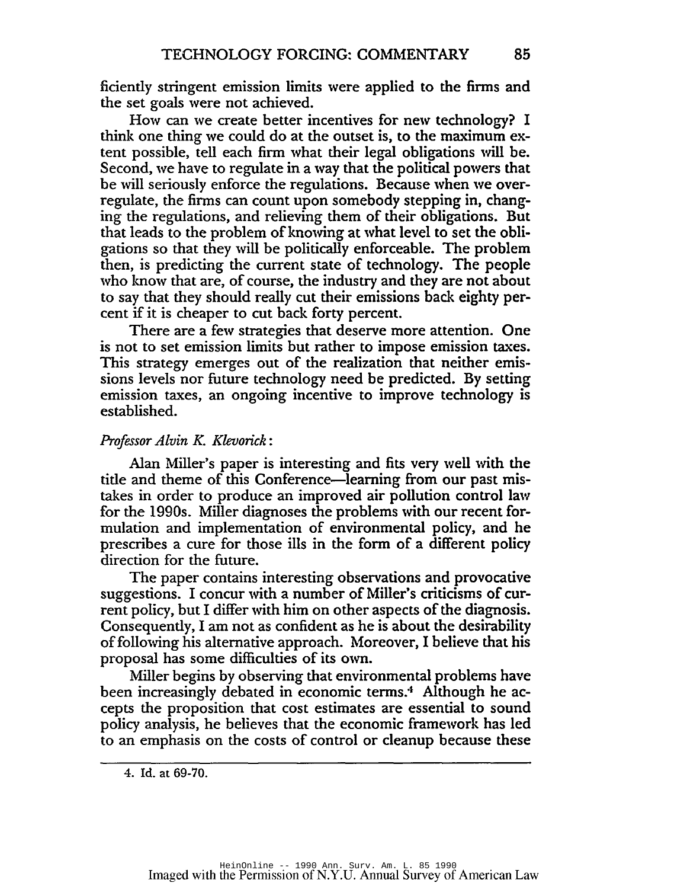ficiently stringent emission limits were applied to the firms and the set goals were not achieved.

How can we create better incentives for new technology? I think one thing we could do at the outset is, to the maximum extent possible, tell each firm what their legal obligations will be. Second, we have to regulate in a way that the political powers that be will seriously enforce the regulations. Because when we overregulate, the firms can count upon somebody stepping in, changing the regulations, and relieving them of their obligations. But that leads to the problem of knowing at what level to set the obligations so that they will be politically enforceable. The problem then, is predicting the current state of technology. The people who know that are, of course, the industry and they are not about to say that they should really cut their emissions back eighty percent if it is cheaper to cut back forty percent.

There are a few strategies that deserve more attention. One is not to set emission limits but rather to impose emission taxes. This strategy emerges out of the realization that neither emissions levels nor future technology need be predicted. By setting emission taxes, an ongoing incentive to improve technology is established.

*Professor Alvin K. Klevorick*:

Alan Miller's paper is interesting and fits very well with the title and theme of this Conference—learning from our past mistakes in order to produce an improved air pollution control law for the 1990s. Miller diagnoses the problems with our recent formulation and implementation of environmental policy, and he prescribes a cure for those ills in the form of a different policy direction for the future.

The paper contains interesting observations and provocative suggestions. I concur with a number of Miller's criticisms of current policy, but I differ with him on other aspects of the diagnosis. Consequently, I am not as confident as he is about the desirability of following his alternative approach. Moreover, I believe that his proposal has some difficulties of its own.

Miller begins by observing that environmental problems have been increasingly debated in economic terms.[4] Although he accepts the proposition that cost estimates are essential to sound policy analysis, he believes that the economic framework has led to an emphasis on the costs of control or cleanup because these

---

4. Id. at 69-70.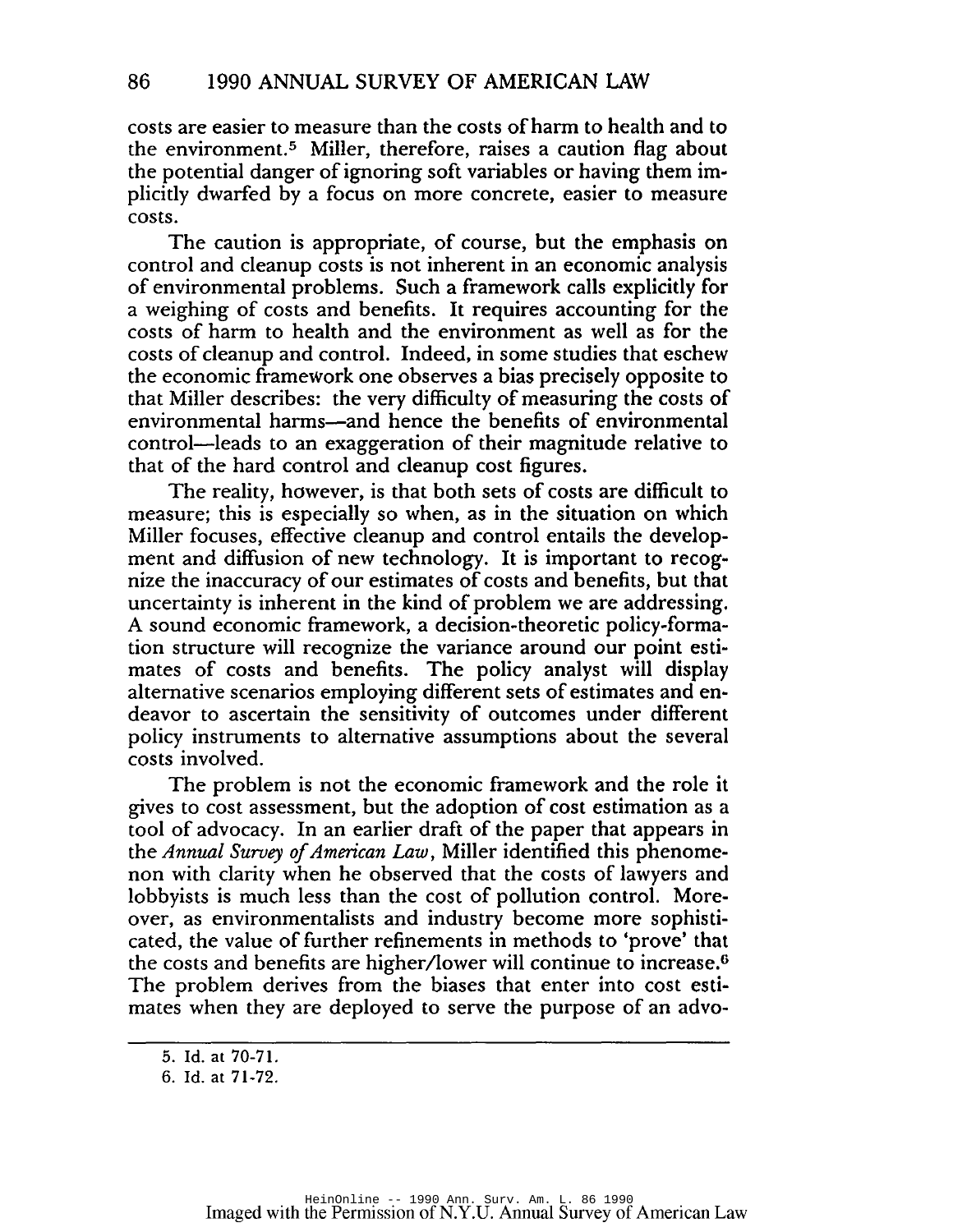costs are easier to measure than the costs of harm to health and to the environment.[5] Miller, therefore, raises a caution flag about the potential danger of ignoring soft variables or having them implicitly dwarfed by a focus on more concrete, easier to measure costs.

The caution is appropriate, of course, but the emphasis on control and cleanup costs is not inherent in an economic analysis of environmental problems. Such a framework calls explicitly for a weighing of costs and benefits. It requires accounting for the costs of harm to health and the environment as well as for the costs of cleanup and control. Indeed, in some studies that eschew the economic framework one observes a bias precisely opposite to that Miller describes: the very difficulty of measuring the costs of environmental harms—and hence the benefits of environmental control—leads to an exaggeration of their magnitude relative to that of the hard control and cleanup cost figures.

The reality, however, is that both sets of costs are difficult to measure; this is especially so when, as in the situation on which Miller focuses, effective cleanup and control entails the development and diffusion of new technology. It is important to recognize the inaccuracy of our estimates of costs and benefits, but that uncertainty is inherent in the kind of problem we are addressing. A sound economic framework, a decision-theoretic policy-formation structure will recognize the variance around our point estimates of costs and benefits. The policy analyst will display alternative scenarios employing different sets of estimates and endeavor to ascertain the sensitivity of outcomes under different policy instruments to alternative assumptions about the several costs involved.

The problem is not the economic framework and the role it gives to cost assessment, but the adoption of cost estimation as a tool of advocacy. In an earlier draft of the paper that appears in the *Annual Survey of American Law*, Miller identified this phenomenon with clarity when he observed that the costs of lawyers and lobbyists is much less than the cost of pollution control. Moreover, as environmentalists and industry become more sophisticated, the value of further refinements in methods to 'prove' that the costs and benefits are higher/lower will continue to increase.[6] The problem derives from the biases that enter into cost estimates when they are deployed to serve the purpose of an advo-

5. Id. at 70-71.

6. Id. at 71-72.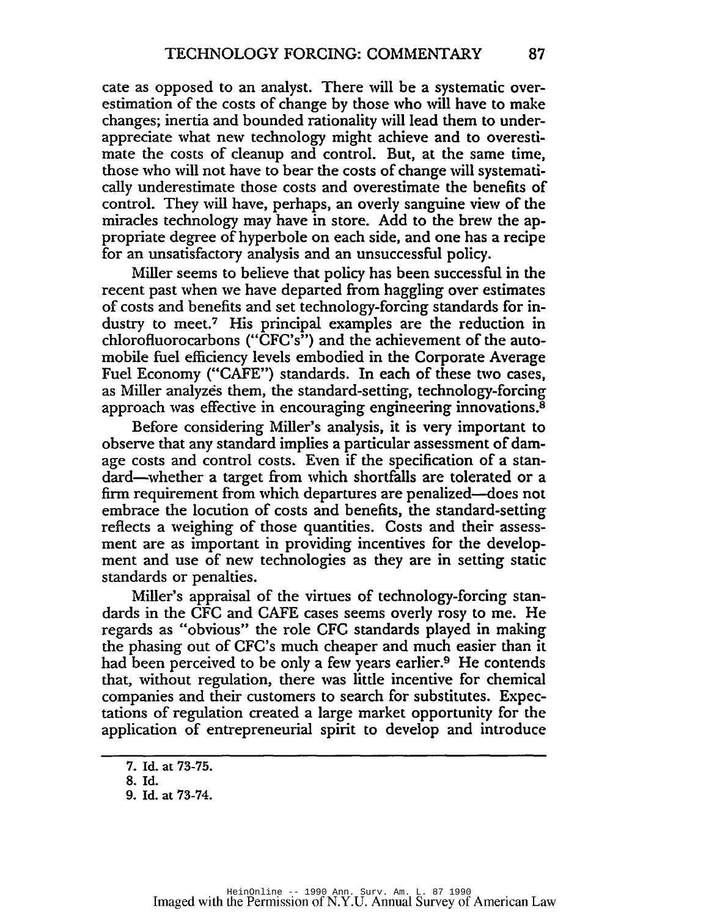cate as opposed to an analyst. There will be a systematic overestimation of the costs of change by those who will have to make changes; inertia and bounded rationality will lead them to underappreciate what new technology might achieve and to overestimate the costs of cleanup and control. But, at the same time, those who will not have to bear the costs of change will systematically underestimate those costs and overestimate the benefits of control. They will have, perhaps, an overly sanguine view of the miracles technology may have in store. Add to the brew the appropriate degree of hyperbole on each side, and one has a recipe for an unsatisfactory analysis and an unsuccessful policy.

Miller seems to believe that policy has been successful in the recent past when we have departed from haggling over estimates of costs and benefits and set technology-forcing standards for industry to meet.[7] His principal examples are the reduction in chlorofluorocarbons ("CFC's") and the achievement of the automobile fuel efficiency levels embodied in the Corporate Average Fuel Economy ("CAFE") standards. In each of these two cases, as Miller analyzes them, the standard-setting, technology-forcing approach was effective in encouraging engineering innovations.[8]

Before considering Miller's analysis, it is very important to observe that any standard implies a particular assessment of damage costs and control costs. Even if the specification of a standard—whether a target from which shortfalls are tolerated or a firm requirement from which departures are penalized—does not embrace the locution of costs and benefits, the standard-setting reflects a weighing of those quantities. Costs and their assessment are as important in providing incentives for the development and use of new technologies as they are in setting static standards or penalties.

Miller's appraisal of the virtues of technology-forcing standards in the CFC and CAFE cases seems overly rosy to me. He regards as "obvious" the role CFC standards played in making the phasing out of CFC's much cheaper and much easier than it had been perceived to be only a few years earlier.[9] He contends that, without regulation, there was little incentive for chemical companies and their customers to search for substitutes. Expectations of regulation created a large market opportunity for the application of entrepreneurial spirit to develop and introduce

---

7. Id. at 73-75.
8. Id.
9. Id. at 73-74.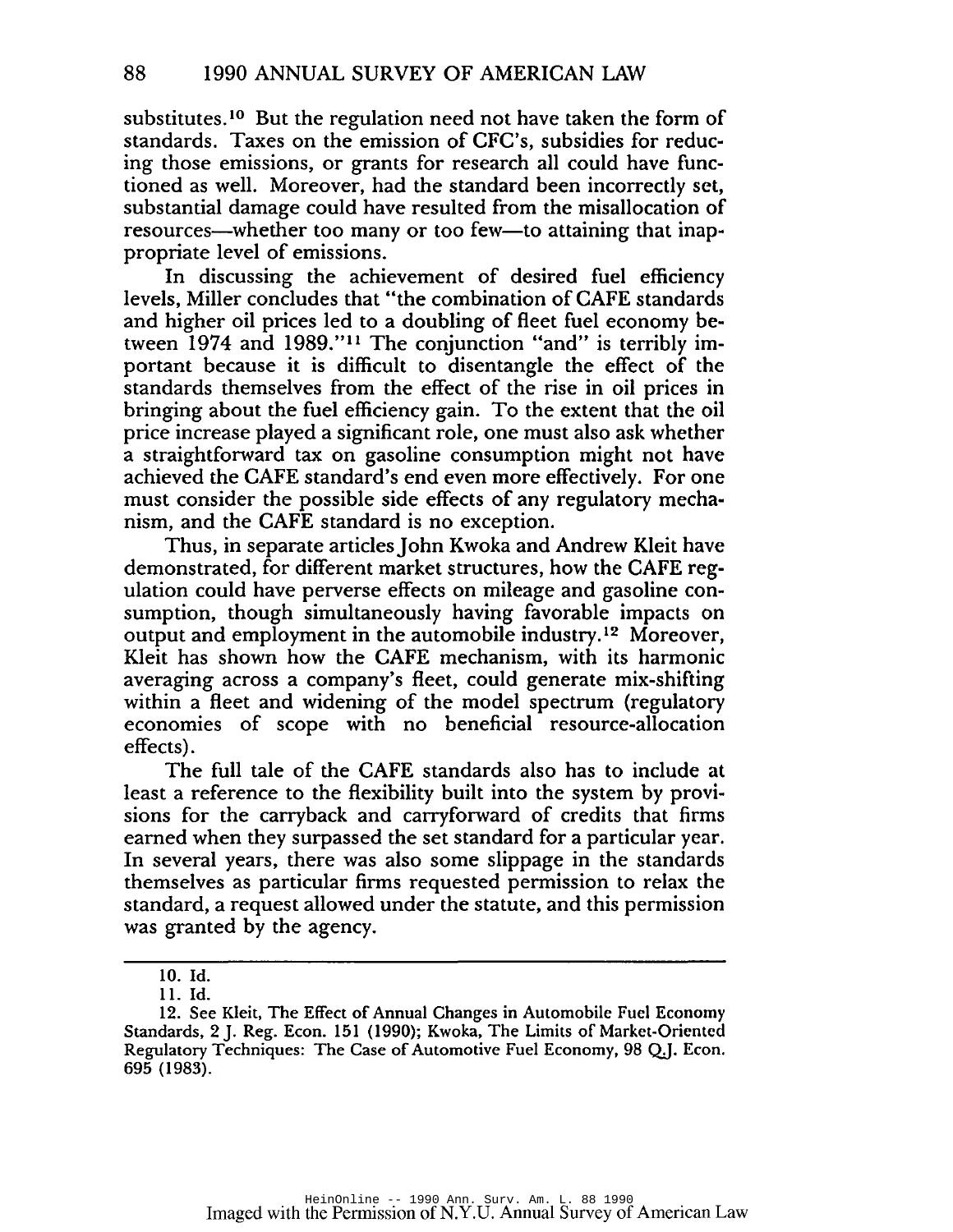substitutes.[10] But the regulation need not have taken the form of standards. Taxes on the emission of CFC's, subsidies for reducing those emissions, or grants for research all could have functioned as well. Moreover, had the standard been incorrectly set, substantial damage could have resulted from the misallocation of resources—whether too many or too few—to attaining that inappropriate level of emissions.

In discussing the achievement of desired fuel efficiency levels, Miller concludes that "the combination of CAFE standards and higher oil prices led to a doubling of fleet fuel economy between 1974 and 1989."[11] The conjunction "and" is terribly important because it is difficult to disentangle the effect of the standards themselves from the effect of the rise in oil prices in bringing about the fuel efficiency gain. To the extent that the oil price increase played a significant role, one must also ask whether a straightforward tax on gasoline consumption might not have achieved the CAFE standard's end even more effectively. For one must consider the possible side effects of any regulatory mechanism, and the CAFE standard is no exception.

Thus, in separate articles John Kwoka and Andrew Kleit have demonstrated, for different market structures, how the CAFE regulation could have perverse effects on mileage and gasoline consumption, though simultaneously having favorable impacts on output and employment in the automobile industry.[12] Moreover, Kleit has shown how the CAFE mechanism, with its harmonic averaging across a company's fleet, could generate mix-shifting within a fleet and widening of the model spectrum (regulatory economies of scope with no beneficial resource-allocation effects).

The full tale of the CAFE standards also has to include at least a reference to the flexibility built into the system by provisions for the carryback and carryforward of credits that firms earned when they surpassed the set standard for a particular year. In several years, there was also some slippage in the standards themselves as particular firms requested permission to relax the standard, a request allowed under the statute, and this permission was granted by the agency.

---

10. Id.

11. Id.

12. See Kleit, The Effect of Annual Changes in Automobile Fuel Economy Standards, 2 J. Reg. Econ. 151 (1990); Kwoka, The Limits of Market-Oriented Regulatory Techniques: The Case of Automotive Fuel Economy, 98 Q.J. Econ. 695 (1983).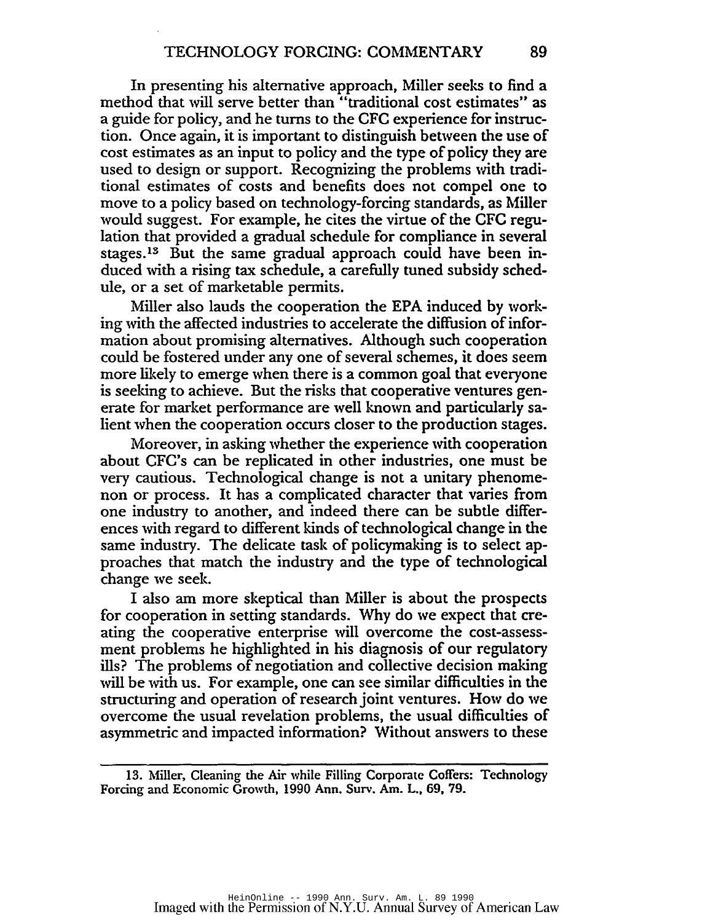In presenting his alternative approach, Miller seeks to find a method that will serve better than "traditional cost estimates" as a guide for policy, and he turns to the CFC experience for instruction. Once again, it is important to distinguish between the use of cost estimates as an input to policy and the type of policy they are used to design or support. Recognizing the problems with traditional estimates of costs and benefits does not compel one to move to a policy based on technology-forcing standards, as Miller would suggest. For example, he cites the virtue of the CFC regulation that provided a gradual schedule for compliance in several stages.[13] But the same gradual approach could have been induced with a rising tax schedule, a carefully tuned subsidy schedule, or a set of marketable permits.

Miller also lauds the cooperation the EPA induced by working with the affected industries to accelerate the diffusion of information about promising alternatives. Although such cooperation could be fostered under any one of several schemes, it does seem more likely to emerge when there is a common goal that everyone is seeking to achieve. But the risks that cooperative ventures generate for market performance are well known and particularly salient when the cooperation occurs closer to the production stages.

Moreover, in asking whether the experience with cooperation about CFC's can be replicated in other industries, one must be very cautious. Technological change is not a unitary phenomenon or process. It has a complicated character that varies from one industry to another, and indeed there can be subtle differences with regard to different kinds of technological change in the same industry. The delicate task of policymaking is to select approaches that match the industry and the type of technological change we seek.

I also am more skeptical than Miller is about the prospects for cooperation in setting standards. Why do we expect that creating the cooperative enterprise will overcome the cost-assessment problems he highlighted in his diagnosis of our regulatory ills? The problems of negotiation and collective decision making will be with us. For example, one can see similar difficulties in the structuring and operation of research joint ventures. How do we overcome the usual revelation problems, the usual difficulties of asymmetric and impacted information? Without answers to these

---

13. Miller, Cleaning the Air while Filling Corporate Coffers: Technology Forcing and Economic Growth, 1990 Ann. Surv. Am. L., 69, 79.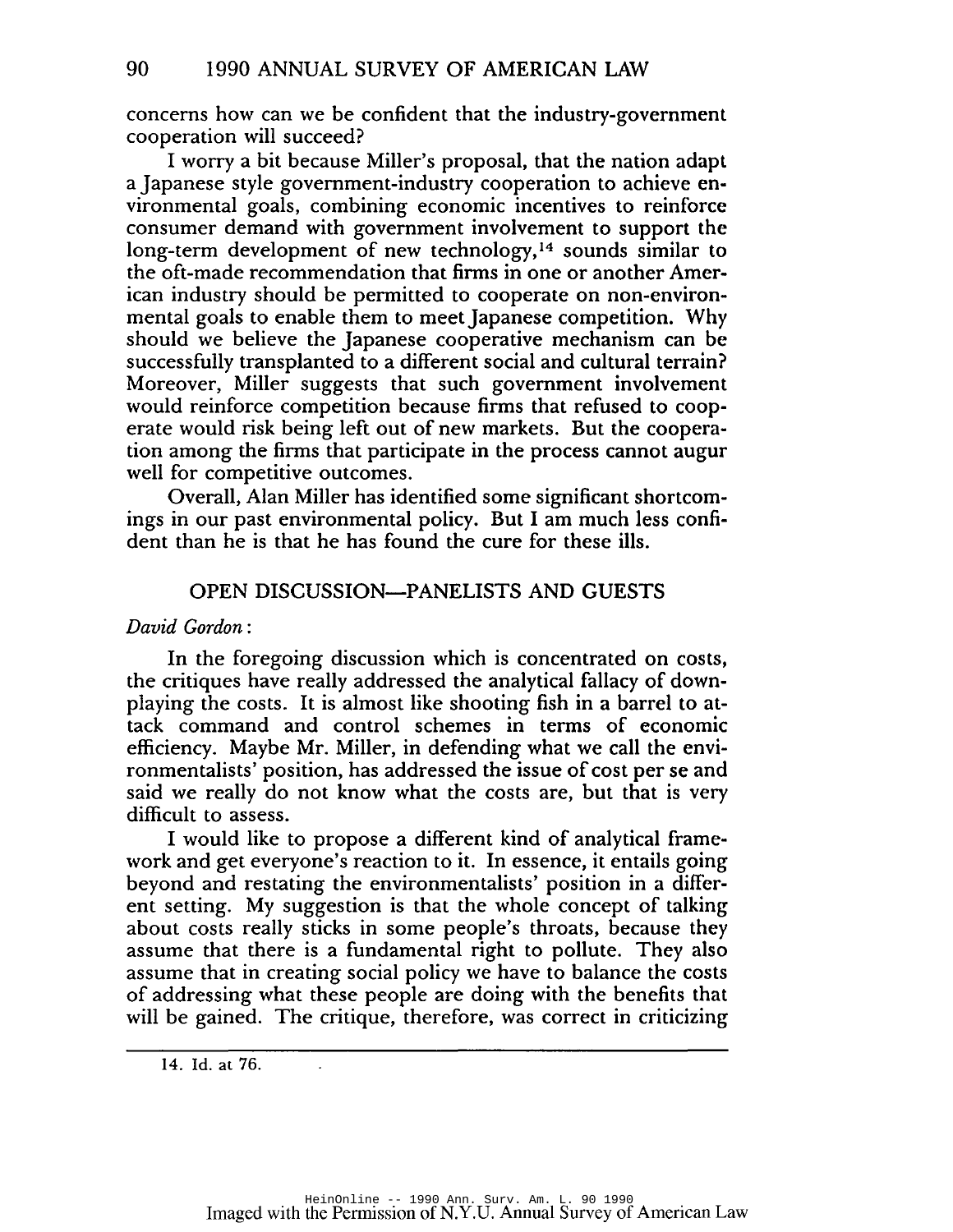concerns how can we be confident that the industry-government cooperation will succeed?

I worry a bit because Miller's proposal, that the nation adapt a Japanese style government-industry cooperation to achieve environmental goals, combining economic incentives to reinforce consumer demand with government involvement to support the long-term development of new technology,[14] sounds similar to the oft-made recommendation that firms in one or another American industry should be permitted to cooperate on non-environmental goals to enable them to meet Japanese competition. Why should we believe the Japanese cooperative mechanism can be successfully transplanted to a different social and cultural terrain? Moreover, Miller suggests that such government involvement would reinforce competition because firms that refused to cooperate would risk being left out of new markets. But the cooperation among the firms that participate in the process cannot augur well for competitive outcomes.

Overall, Alan Miller has identified some significant shortcomings in our past environmental policy. But I am much less confident than he is that he has found the cure for these ills.

## OPEN DISCUSSION—PANELISTS AND GUESTS

*David Gordon*:

In the foregoing discussion which is concentrated on costs, the critiques have really addressed the analytical fallacy of downplaying the costs. It is almost like shooting fish in a barrel to attack command and control schemes in terms of economic efficiency. Maybe Mr. Miller, in defending what we call the environmentalists' position, has addressed the issue of cost per se and said we really do not know what the costs are, but that is very difficult to assess.

I would like to propose a different kind of analytical framework and get everyone's reaction to it. In essence, it entails going beyond and restating the environmentalists' position in a different setting. My suggestion is that the whole concept of talking about costs really sticks in some people's throats, because they assume that there is a fundamental right to pollute. They also assume that in creating social policy we have to balance the costs of addressing what these people are doing with the benefits that will be gained. The critique, therefore, was correct in criticizing

---

14. Id. at 76.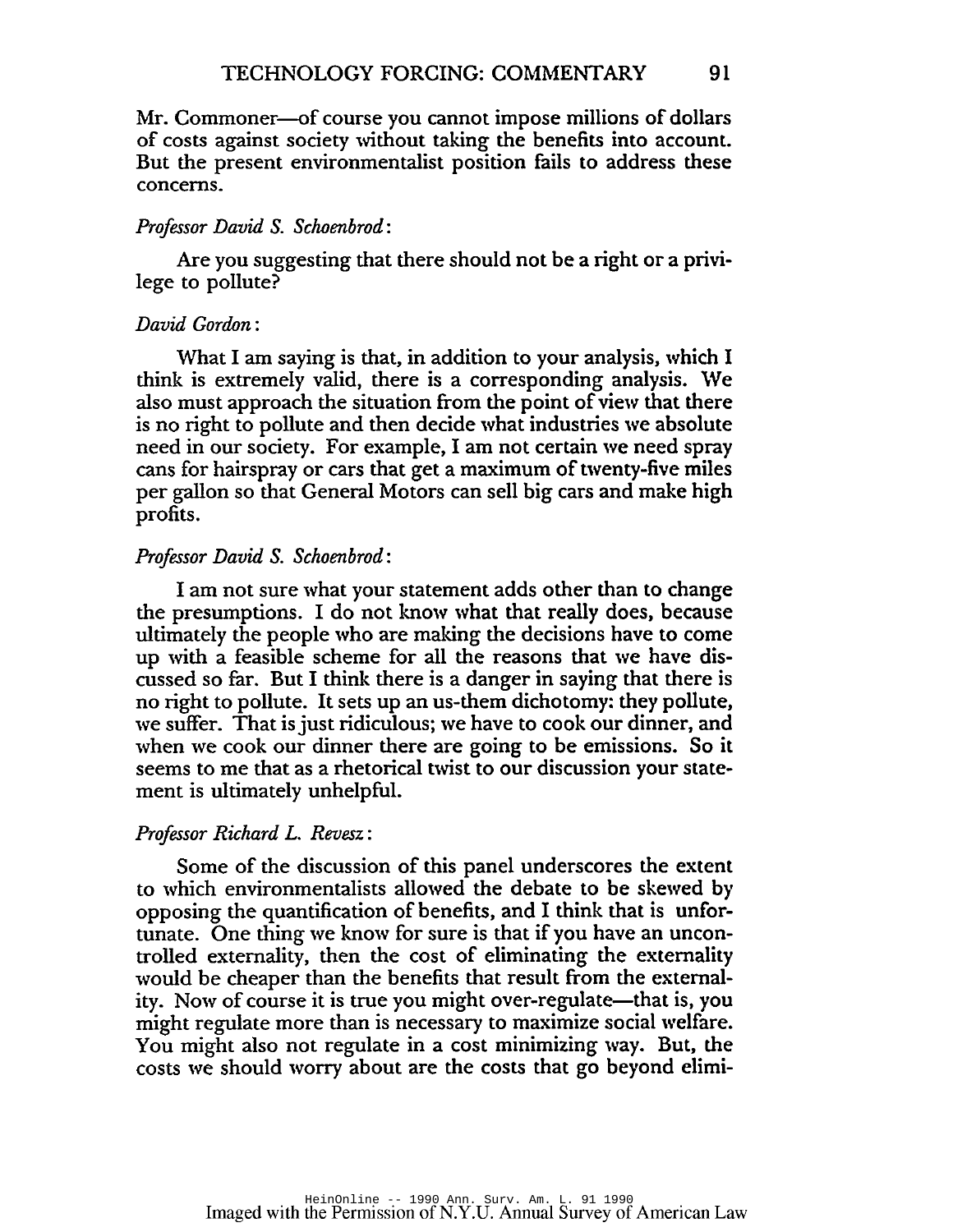Mr. Commoner—of course you cannot impose millions of dollars of costs against society without taking the benefits into account. But the present environmentalist position fails to address these concerns.

*Professor David S. Schoenbrod*:

Are you suggesting that there should not be a right or a privilege to pollute?

*David Gordon*:

What I am saying is that, in addition to your analysis, which I think is extremely valid, there is a corresponding analysis. We also must approach the situation from the point of view that there is no right to pollute and then decide what industries we absolute need in our society. For example, I am not certain we need spray cans for hairspray or cars that get a maximum of twenty-five miles per gallon so that General Motors can sell big cars and make high profits.

*Professor David S. Schoenbrod*:

I am not sure what your statement adds other than to change the presumptions. I do not know what that really does, because ultimately the people who are making the decisions have to come up with a feasible scheme for all the reasons that we have discussed so far. But I think there is a danger in saying that there is no right to pollute. It sets up an us-them dichotomy: they pollute, we suffer. That is just ridiculous; we have to cook our dinner, and when we cook our dinner there are going to be emissions. So it seems to me that as a rhetorical twist to our discussion your statement is ultimately unhelpful.

*Professor Richard L. Revesz*:

Some of the discussion of this panel underscores the extent to which environmentalists allowed the debate to be skewed by opposing the quantification of benefits, and I think that is unfortunate. One thing we know for sure is that if you have an uncontrolled externality, then the cost of eliminating the externality would be cheaper than the benefits that result from the externality. Now of course it is true you might over-regulate—that is, you might regulate more than is necessary to maximize social welfare. You might also not regulate in a cost minimizing way. But, the costs we should worry about are the costs that go beyond elimi-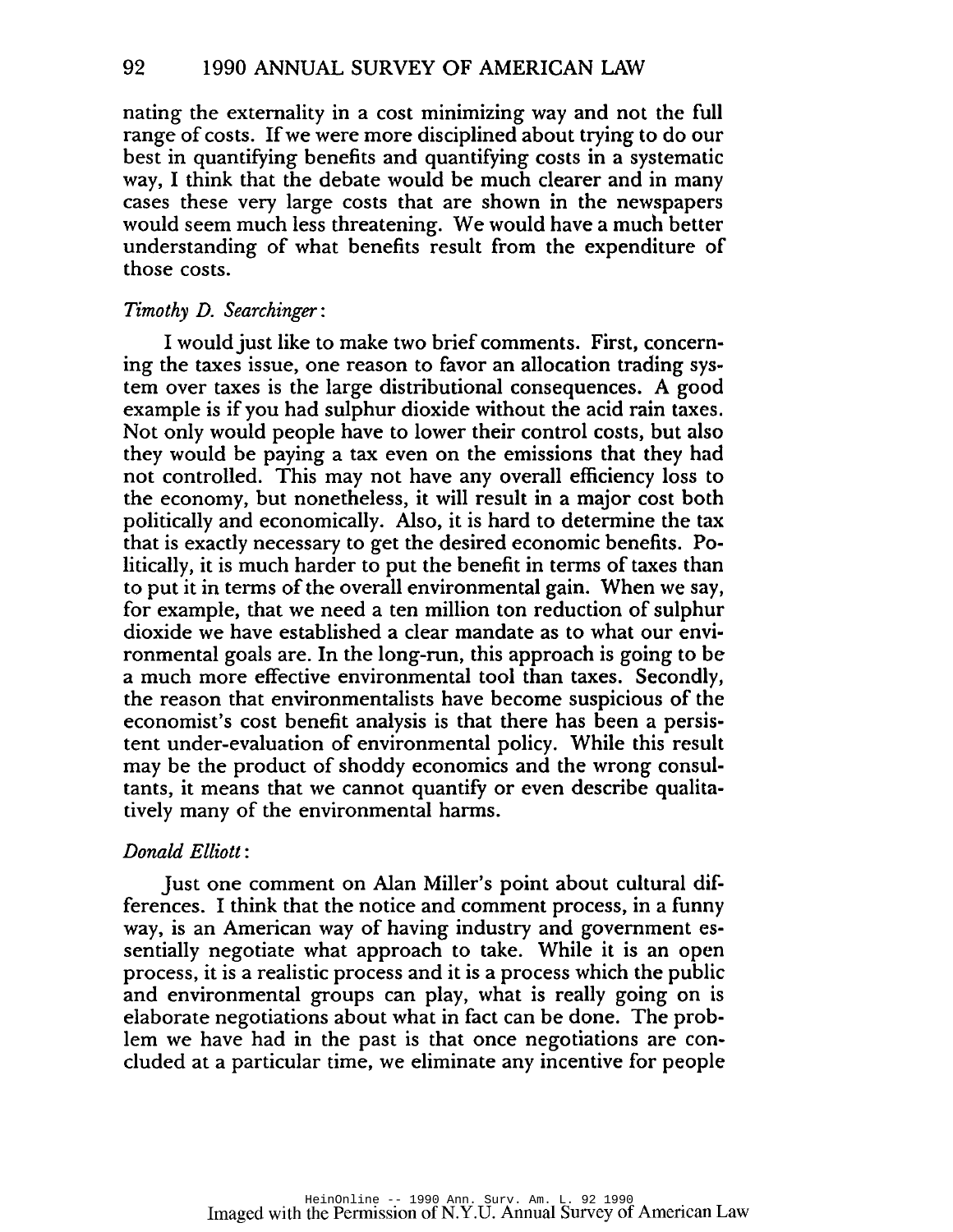nating the externality in a cost minimizing way and not the full range of costs. If we were more disciplined about trying to do our best in quantifying benefits and quantifying costs in a systematic way, I think that the debate would be much clearer and in many cases these very large costs that are shown in the newspapers would seem much less threatening. We would have a much better understanding of what benefits result from the expenditure of those costs.

*Timothy D. Searchinger*:

I would just like to make two brief comments. First, concerning the taxes issue, one reason to favor an allocation trading system over taxes is the large distributional consequences. A good example is if you had sulphur dioxide without the acid rain taxes. Not only would people have to lower their control costs, but also they would be paying a tax even on the emissions that they had not controlled. This may not have any overall efficiency loss to the economy, but nonetheless, it will result in a major cost both politically and economically. Also, it is hard to determine the tax that is exactly necessary to get the desired economic benefits. Politically, it is much harder to put the benefit in terms of taxes than to put it in terms of the overall environmental gain. When we say, for example, that we need a ten million ton reduction of sulphur dioxide we have established a clear mandate as to what our environmental goals are. In the long-run, this approach is going to be a much more effective environmental tool than taxes. Secondly, the reason that environmentalists have become suspicious of the economist's cost benefit analysis is that there has been a persistent under-evaluation of environmental policy. While this result may be the product of shoddy economics and the wrong consultants, it means that we cannot quantify or even describe qualitatively many of the environmental harms.

*Donald Elliott*:

Just one comment on Alan Miller's point about cultural differences. I think that the notice and comment process, in a funny way, is an American way of having industry and government essentially negotiate what approach to take. While it is an open process, it is a realistic process and it is a process which the public and environmental groups can play, what is really going on is elaborate negotiations about what in fact can be done. The problem we have had in the past is that once negotiations are concluded at a particular time, we eliminate any incentive for people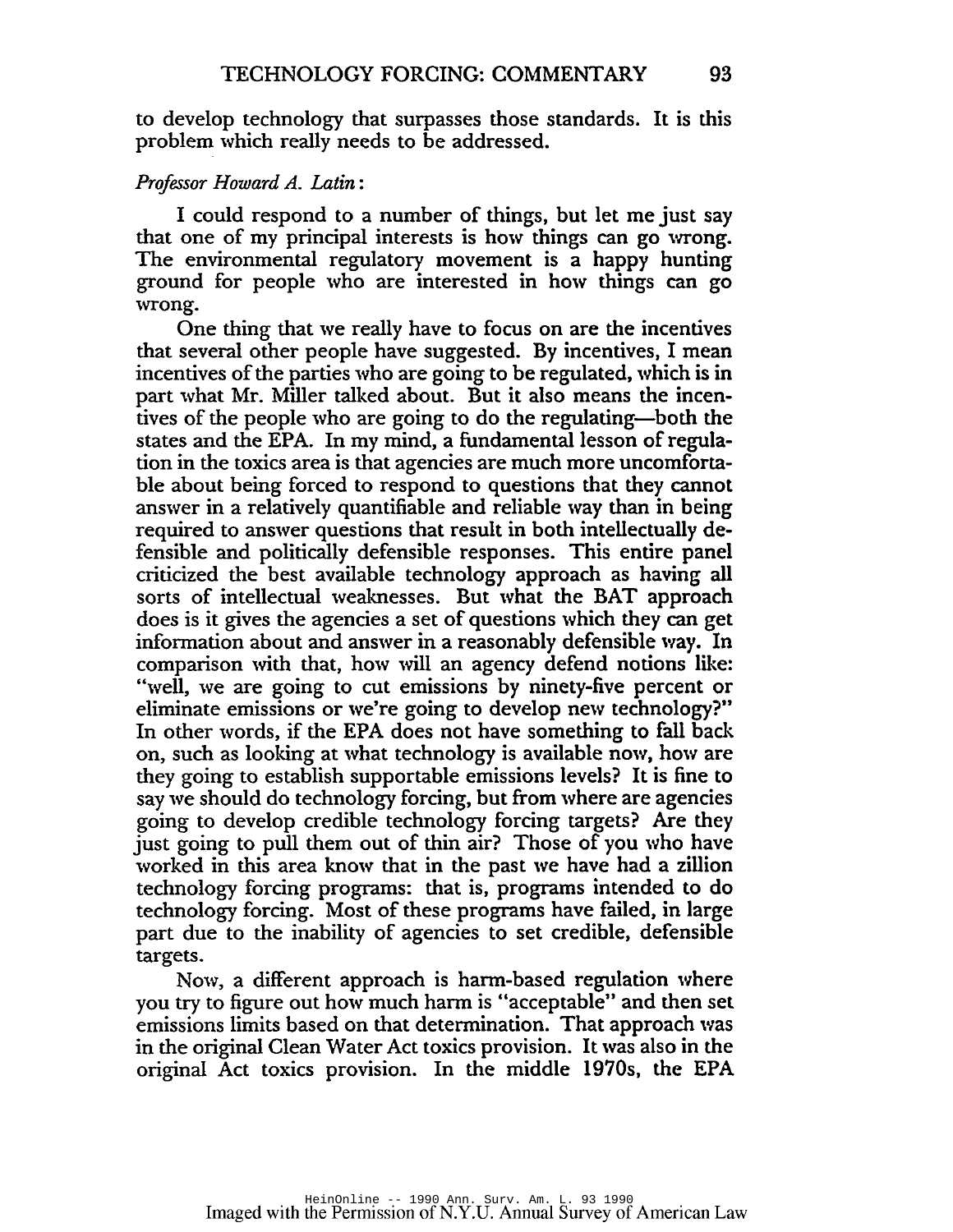to develop technology that surpasses those standards. It is this problem which really needs to be addressed.

*Professor Howard A. Latin*:

I could respond to a number of things, but let me just say that one of my principal interests is how things can go wrong. The environmental regulatory movement is a happy hunting ground for people who are interested in how things can go wrong.

One thing that we really have to focus on are the incentives that several other people have suggested. By incentives, I mean incentives of the parties who are going to be regulated, which is in part what Mr. Miller talked about. But it also means the incentives of the people who are going to do the regulating—both the states and the EPA. In my mind, a fundamental lesson of regulation in the toxics area is that agencies are much more uncomfortable about being forced to respond to questions that they cannot answer in a relatively quantifiable and reliable way than in being required to answer questions that result in both intellectually defensible and politically defensible responses. This entire panel criticized the best available technology approach as having all sorts of intellectual weaknesses. But what the BAT approach does is it gives the agencies a set of questions which they can get information about and answer in a reasonably defensible way. In comparison with that, how will an agency defend notions like: "well, we are going to cut emissions by ninety-five percent or eliminate emissions or we're going to develop new technology?" In other words, if the EPA does not have something to fall back on, such as looking at what technology is available now, how are they going to establish supportable emissions levels? It is fine to say we should do technology forcing, but from where are agencies going to develop credible technology forcing targets? Are they just going to pull them out of thin air? Those of you who have worked in this area know that in the past we have had a zillion technology forcing programs: that is, programs intended to do technology forcing. Most of these programs have failed, in large part due to the inability of agencies to set credible, defensible targets.

Now, a different approach is harm-based regulation where you try to figure out how much harm is "acceptable" and then set emissions limits based on that determination. That approach was in the original Clean Water Act toxics provision. It was also in the original Act toxics provision. In the middle 1970s, the EPA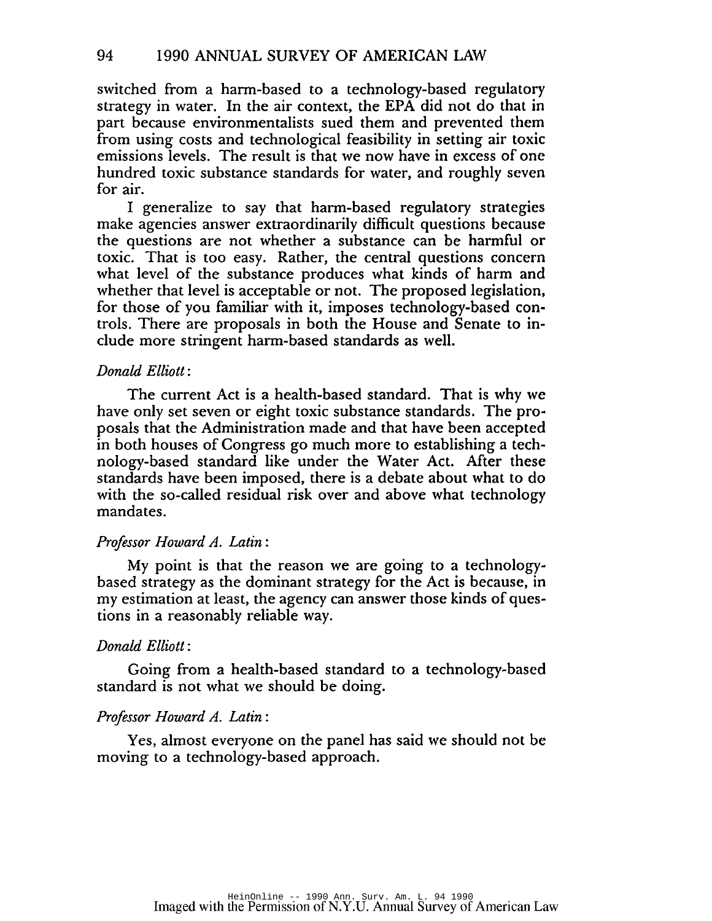switched from a harm-based to a technology-based regulatory strategy in water. In the air context, the EPA did not do that in part because environmentalists sued them and prevented them from using costs and technological feasibility in setting air toxic emissions levels. The result is that we now have in excess of one hundred toxic substance standards for water, and roughly seven for air.

I generalize to say that harm-based regulatory strategies make agencies answer extraordinarily difficult questions because the questions are not whether a substance can be harmful or toxic. That is too easy. Rather, the central questions concern what level of the substance produces what kinds of harm and whether that level is acceptable or not. The proposed legislation, for those of you familiar with it, imposes technology-based controls. There are proposals in both the House and Senate to include more stringent harm-based standards as well.

*Donald Elliott*:

The current Act is a health-based standard. That is why we have only set seven or eight toxic substance standards. The proposals that the Administration made and that have been accepted in both houses of Congress go much more to establishing a technology-based standard like under the Water Act. After these standards have been imposed, there is a debate about what to do with the so-called residual risk over and above what technology mandates.

*Professor Howard A. Latin*:

My point is that the reason we are going to a technology-based strategy as the dominant strategy for the Act is because, in my estimation at least, the agency can answer those kinds of questions in a reasonably reliable way.

*Donald Elliott*:

Going from a health-based standard to a technology-based standard is not what we should be doing.

*Professor Howard A. Latin*:

Yes, almost everyone on the panel has said we should not be moving to a technology-based approach.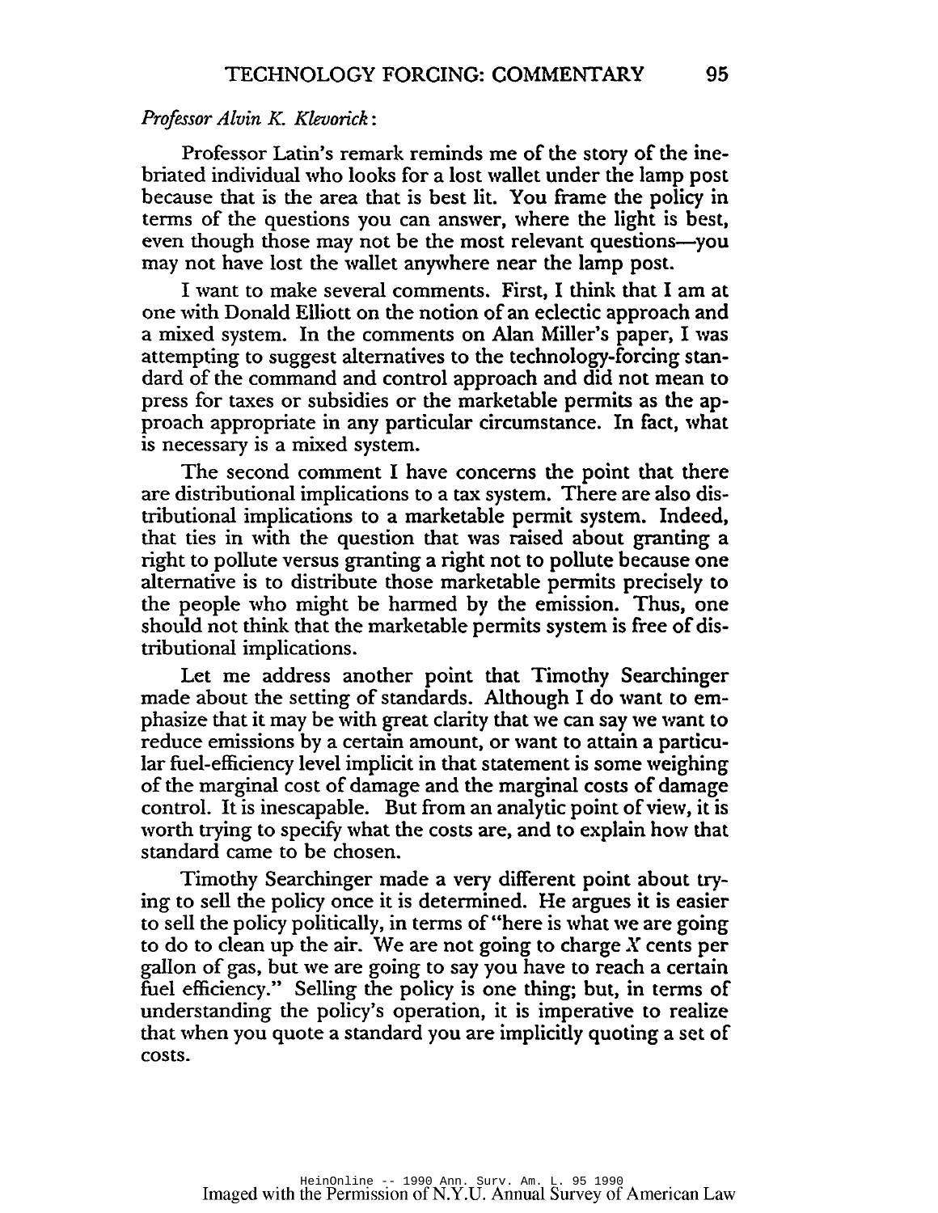*Professor Alvin K. Klevorick*:

Professor Latin's remark reminds me of the story of the inebriated individual who looks for a lost wallet under the lamp post because that is the area that is best lit. You frame the policy in terms of the questions you can answer, where the light is best, even though those may not be the most relevant questions—you may not have lost the wallet anywhere near the lamp post.

I want to make several comments. First, I think that I am at one with Donald Elliott on the notion of an eclectic approach and a mixed system. In the comments on Alan Miller's paper, I was attempting to suggest alternatives to the technology-forcing standard of the command and control approach and did not mean to press for taxes or subsidies or the marketable permits as the approach appropriate in any particular circumstance. In fact, what is necessary is a mixed system.

The second comment I have concerns the point that there are distributional implications to a tax system. There are also distributional implications to a marketable permit system. Indeed, that ties in with the question that was raised about granting a right to pollute versus granting a right not to pollute because one alternative is to distribute those marketable permits precisely to the people who might be harmed by the emission. Thus, one should not think that the marketable permits system is free of distributional implications.

Let me address another point that Timothy Searchinger made about the setting of standards. Although I do want to emphasize that it may be with great clarity that we can say we want to reduce emissions by a certain amount, or want to attain a particular fuel-efficiency level implicit in that statement is some weighing of the marginal cost of damage and the marginal costs of damage control. It is inescapable. But from an analytic point of view, it is worth trying to specify what the costs are, and to explain how that standard came to be chosen.

Timothy Searchinger made a very different point about trying to sell the policy once it is determined. He argues it is easier to sell the policy politically, in terms of "here is what we are going to do to clean up the air. We are not going to charge *X* cents per gallon of gas, but we are going to say you have to reach a certain fuel efficiency." Selling the policy is one thing; but, in terms of understanding the policy's operation, it is imperative to realize that when you quote a standard you are implicitly quoting a set of costs.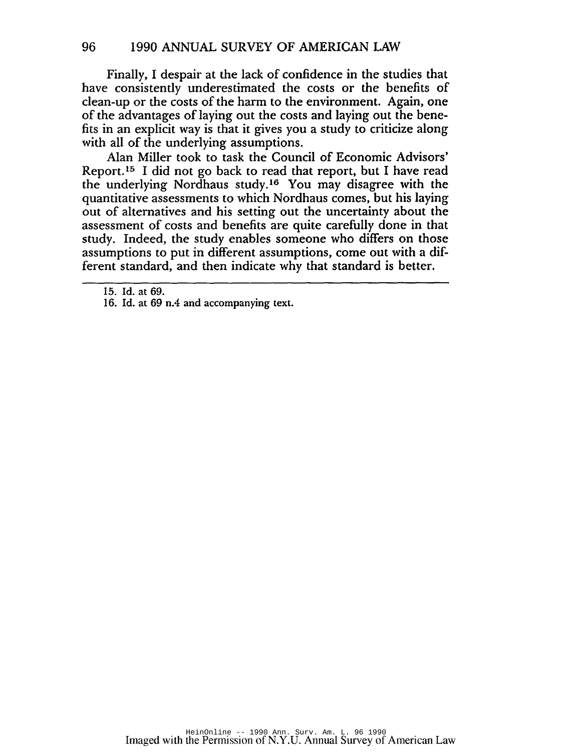Finally, I despair at the lack of confidence in the studies that have consistently underestimated the costs or the benefits of clean-up or the costs of the harm to the environment. Again, one of the advantages of laying out the costs and laying out the benefits in an explicit way is that it gives you a study to criticize along with all of the underlying assumptions.

Alan Miller took to task the Council of Economic Advisors' Report.[15] I did not go back to read that report, but I have read the underlying Nordhaus study.[16] You may disagree with the quantitative assessments to which Nordhaus comes, but his laying out of alternatives and his setting out the uncertainty about the assessment of costs and benefits are quite carefully done in that study. Indeed, the study enables someone who differs on those assumptions to put in different assumptions, come out with a different standard, and then indicate why that standard is better.

---

15. Id. at 69.

16. Id. at 69 n.4 and accompanying text.